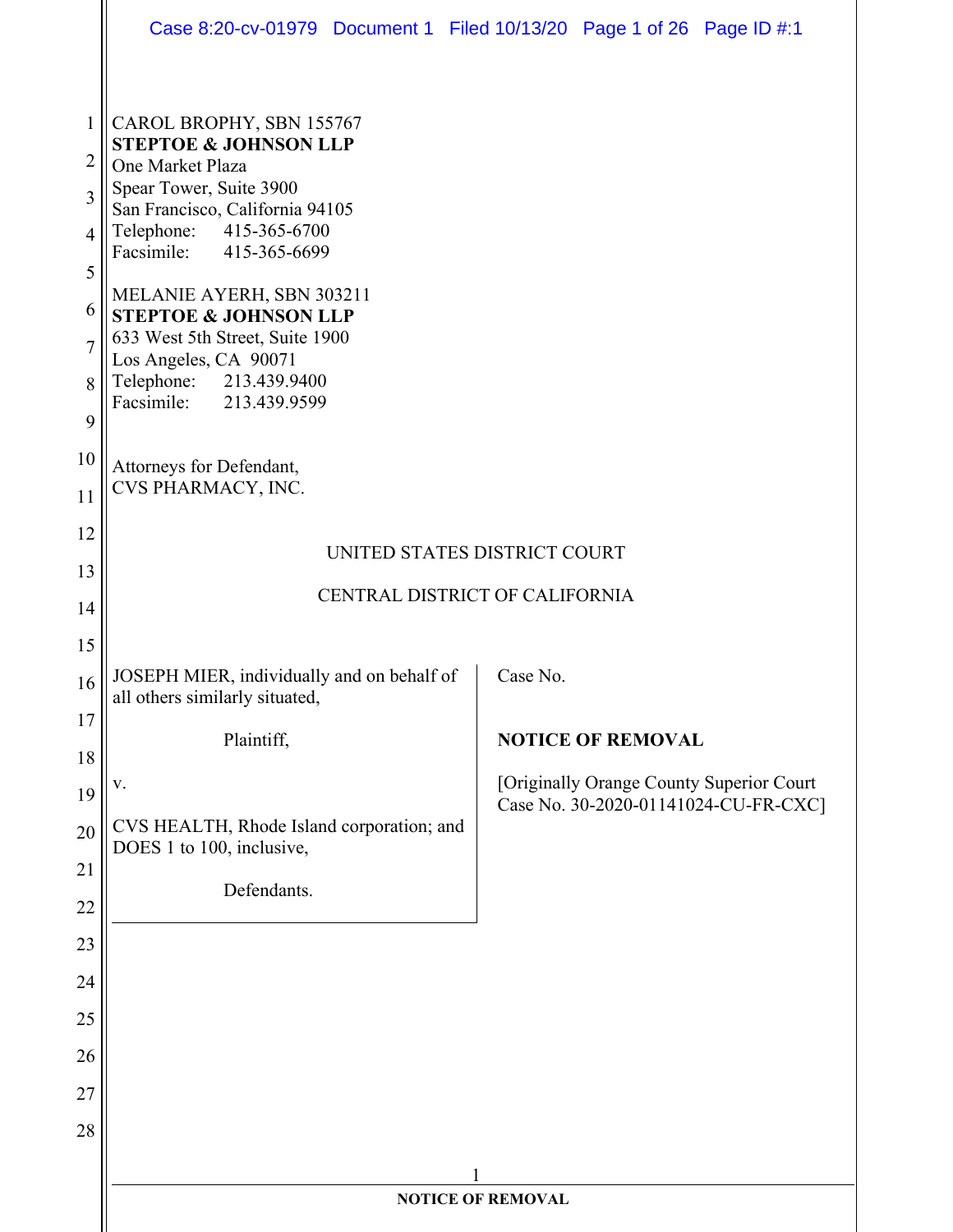CAROL BROPHY, SBN 155767
**STEPTOE & JOHNSON LLP**
One Market Plaza
Spear Tower, Suite 3900
San Francisco, California 94105
Telephone: 415-365-6700
Facsimile: 415-365-6699

MELANIE AYERH, SBN 303211
**STEPTOE & JOHNSON LLP**
633 West 5th Street, Suite 1900
Los Angeles, CA 90071
Telephone: 213.439.9400
Facsimile: 213.439.9599

Attorneys for Defendant,
CVS PHARMACY, INC.

UNITED STATES DISTRICT COURT

CENTRAL DISTRICT OF CALIFORNIA

| | |
|---|---|
| JOSEPH MIER, individually and on behalf of all others similarly situated,<br><br>Plaintiff,<br><br>v.<br><br>CVS HEALTH, Rhode Island corporation; and DOES 1 to 100, inclusive,<br><br>Defendants. | Case No.<br><br>**NOTICE OF REMOVAL**<br><br>[Originally Orange County Superior Court Case No. 30-2020-01141024-CU-FR-CXC] |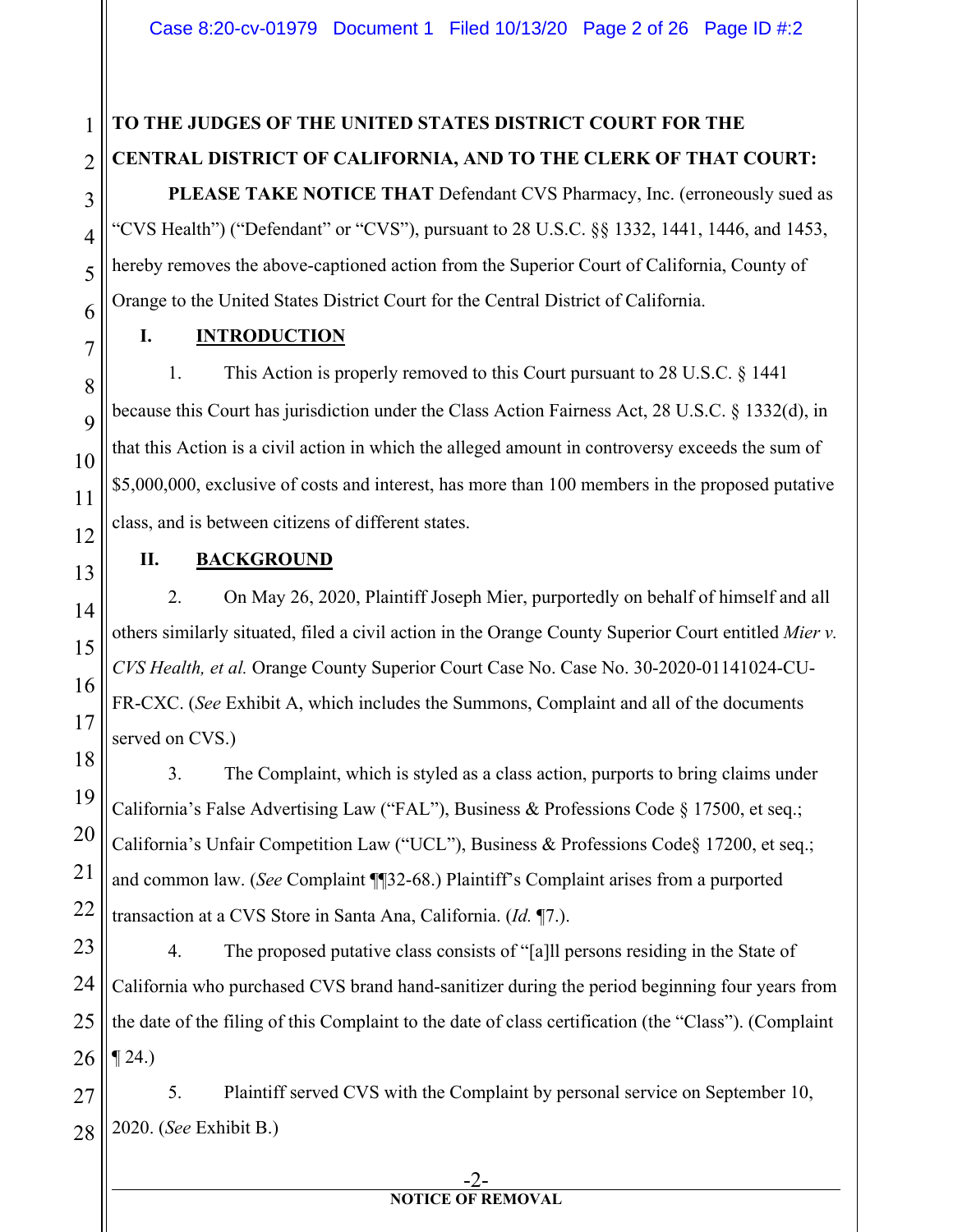**TO THE JUDGES OF THE UNITED STATES DISTRICT COURT FOR THE CENTRAL DISTRICT OF CALIFORNIA, AND TO THE CLERK OF THAT COURT:**

**PLEASE TAKE NOTICE THAT** Defendant CVS Pharmacy, Inc. (erroneously sued as "CVS Health") ("Defendant" or "CVS"), pursuant to 28 U.S.C. §§ 1332, 1441, 1446, and 1453, hereby removes the above-captioned action from the Superior Court of California, County of Orange to the United States District Court for the Central District of California.

## I. INTRODUCTION

1. This Action is properly removed to this Court pursuant to 28 U.S.C. § 1441 because this Court has jurisdiction under the Class Action Fairness Act, 28 U.S.C. § 1332(d), in that this Action is a civil action in which the alleged amount in controversy exceeds the sum of $5,000,000, exclusive of costs and interest, has more than 100 members in the proposed putative class, and is between citizens of different states.

## II. BACKGROUND

2. On May 26, 2020, Plaintiff Joseph Mier, purportedly on behalf of himself and all others similarly situated, filed a civil action in the Orange County Superior Court entitled *Mier v. CVS Health, et al.* Orange County Superior Court Case No. Case No. 30-2020-01141024-CU-FR-CXC. (*See* Exhibit A, which includes the Summons, Complaint and all of the documents served on CVS.)

3. The Complaint, which is styled as a class action, purports to bring claims under California's False Advertising Law ("FAL"), Business & Professions Code § 17500, et seq.; California's Unfair Competition Law ("UCL"), Business & Professions Code§ 17200, et seq.; and common law. (*See* Complaint ¶¶32-68.) Plaintiff's Complaint arises from a purported transaction at a CVS Store in Santa Ana, California. (*Id.* ¶7.).

4. The proposed putative class consists of "[a]ll persons residing in the State of California who purchased CVS brand hand-sanitizer during the period beginning four years from the date of the filing of this Complaint to the date of class certification (the "Class"). (Complaint ¶ 24.)

5. Plaintiff served CVS with the Complaint by personal service on September 10, 2020. (*See* Exhibit B.)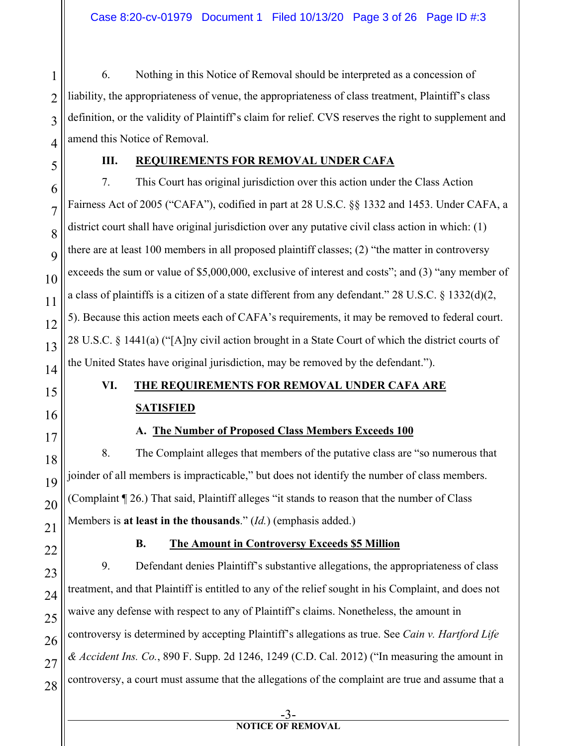6. Nothing in this Notice of Removal should be interpreted as a concession of liability, the appropriateness of venue, the appropriateness of class treatment, Plaintiff's class definition, or the validity of Plaintiff's claim for relief. CVS reserves the right to supplement and amend this Notice of Removal.

## III. REQUIREMENTS FOR REMOVAL UNDER CAFA

7. This Court has original jurisdiction over this action under the Class Action Fairness Act of 2005 ("CAFA"), codified in part at 28 U.S.C. §§ 1332 and 1453. Under CAFA, a district court shall have original jurisdiction over any putative civil class action in which: (1) there are at least 100 members in all proposed plaintiff classes; (2) "the matter in controversy exceeds the sum or value of $5,000,000, exclusive of interest and costs"; and (3) "any member of a class of plaintiffs is a citizen of a state different from any defendant." 28 U.S.C. § 1332(d)(2, 5). Because this action meets each of CAFA's requirements, it may be removed to federal court. 28 U.S.C. § 1441(a) ("[A]ny civil action brought in a State Court of which the district courts of the United States have original jurisdiction, may be removed by the defendant.").

## VI. THE REQUIREMENTS FOR REMOVAL UNDER CAFA ARE SATISFIED

### A. The Number of Proposed Class Members Exceeds 100

8. The Complaint alleges that members of the putative class are "so numerous that joinder of all members is impracticable," but does not identify the number of class members. (Complaint ¶ 26.) That said, Plaintiff alleges "it stands to reason that the number of Class Members is **at least in the thousands**." (*Id.*) (emphasis added.)

### B. The Amount in Controversy Exceeds $5 Million

9. Defendant denies Plaintiff's substantive allegations, the appropriateness of class treatment, and that Plaintiff is entitled to any of the relief sought in his Complaint, and does not waive any defense with respect to any of Plaintiff's claims. Nonetheless, the amount in controversy is determined by accepting Plaintiff's allegations as true. See *Cain v. Hartford Life & Accident Ins. Co.*, 890 F. Supp. 2d 1246, 1249 (C.D. Cal. 2012) ("In measuring the amount in controversy, a court must assume that the allegations of the complaint are true and assume that a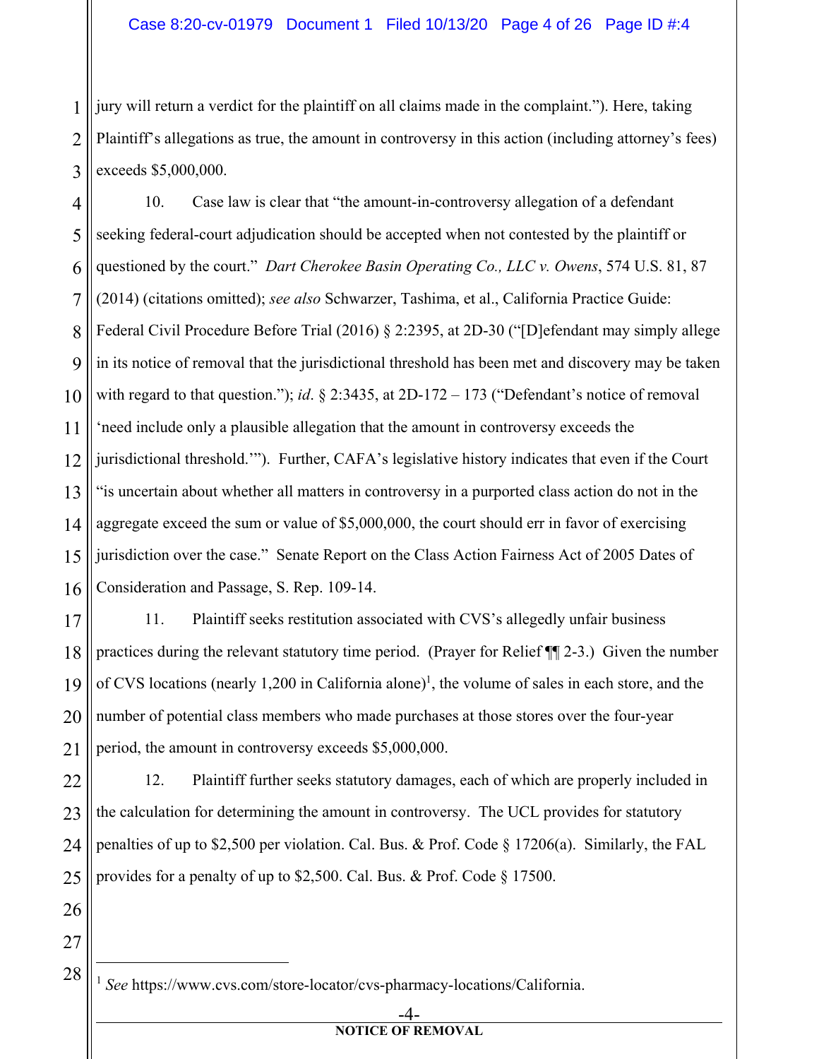jury will return a verdict for the plaintiff on all claims made in the complaint."). Here, taking Plaintiff's allegations as true, the amount in controversy in this action (including attorney's fees) exceeds $5,000,000.

10. Case law is clear that "the amount-in-controversy allegation of a defendant seeking federal-court adjudication should be accepted when not contested by the plaintiff or questioned by the court." *Dart Cherokee Basin Operating Co., LLC v. Owens*, 574 U.S. 81, 87 (2014) (citations omitted); *see also* Schwarzer, Tashima, et al., California Practice Guide: Federal Civil Procedure Before Trial (2016) § 2:2395, at 2D-30 ("[D]efendant may simply allege in its notice of removal that the jurisdictional threshold has been met and discovery may be taken with regard to that question."); *id*. § 2:3435, at 2D-172 – 173 ("Defendant's notice of removal 'need include only a plausible allegation that the amount in controversy exceeds the jurisdictional threshold.'"). Further, CAFA's legislative history indicates that even if the Court "is uncertain about whether all matters in controversy in a purported class action do not in the aggregate exceed the sum or value of $5,000,000, the court should err in favor of exercising jurisdiction over the case." Senate Report on the Class Action Fairness Act of 2005 Dates of Consideration and Passage, S. Rep. 109-14.

11. Plaintiff seeks restitution associated with CVS's allegedly unfair business practices during the relevant statutory time period. (Prayer for Relief ¶¶ 2-3.) Given the number of CVS locations (nearly 1,200 in California alone)[1], the volume of sales in each store, and the number of potential class members who made purchases at those stores over the four-year period, the amount in controversy exceeds $5,000,000.

12. Plaintiff further seeks statutory damages, each of which are properly included in the calculation for determining the amount in controversy. The UCL provides for statutory penalties of up to $2,500 per violation. Cal. Bus. & Prof. Code § 17206(a). Similarly, the FAL provides for a penalty of up to $2,500. Cal. Bus. & Prof. Code § 17500.

---

[1] *See* https://www.cvs.com/store-locator/cvs-pharmacy-locations/California.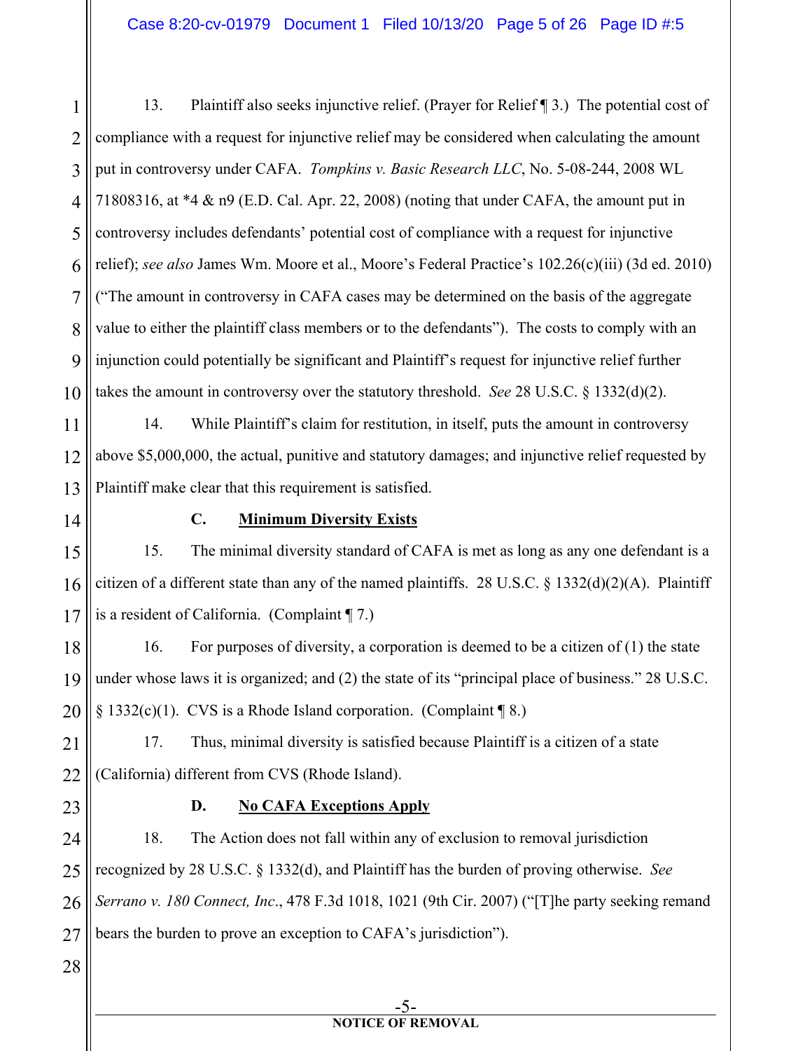13. Plaintiff also seeks injunctive relief. (Prayer for Relief ¶ 3.) The potential cost of compliance with a request for injunctive relief may be considered when calculating the amount put in controversy under CAFA. *Tompkins v. Basic Research LLC*, No. 5-08-244, 2008 WL 71808316, at *4 & n9 (E.D. Cal. Apr. 22, 2008) (noting that under CAFA, the amount put in controversy includes defendants' potential cost of compliance with a request for injunctive relief); *see also* James Wm. Moore et al., Moore's Federal Practice's 102.26(c)(iii) (3d ed. 2010) ("The amount in controversy in CAFA cases may be determined on the basis of the aggregate value to either the plaintiff class members or to the defendants"). The costs to comply with an injunction could potentially be significant and Plaintiff's request for injunctive relief further takes the amount in controversy over the statutory threshold. *See* 28 U.S.C. § 1332(d)(2).

14. While Plaintiff's claim for restitution, in itself, puts the amount in controversy above $5,000,000, the actual, punitive and statutory damages; and injunctive relief requested by Plaintiff make clear that this requirement is satisfied.

### C. <u>Minimum Diversity Exists</u>

15. The minimal diversity standard of CAFA is met as long as any one defendant is a citizen of a different state than any of the named plaintiffs. 28 U.S.C. § 1332(d)(2)(A). Plaintiff is a resident of California. (Complaint ¶ 7.)

16. For purposes of diversity, a corporation is deemed to be a citizen of (1) the state under whose laws it is organized; and (2) the state of its "principal place of business." 28 U.S.C. § 1332(c)(1). CVS is a Rhode Island corporation. (Complaint ¶ 8.)

17. Thus, minimal diversity is satisfied because Plaintiff is a citizen of a state (California) different from CVS (Rhode Island).

### D. <u>No CAFA Exceptions Apply</u>

18. The Action does not fall within any of exclusion to removal jurisdiction recognized by 28 U.S.C. § 1332(d), and Plaintiff has the burden of proving otherwise. *See Serrano v. 180 Connect, Inc*., 478 F.3d 1018, 1021 (9th Cir. 2007) ("[T]he party seeking remand bears the burden to prove an exception to CAFA's jurisdiction").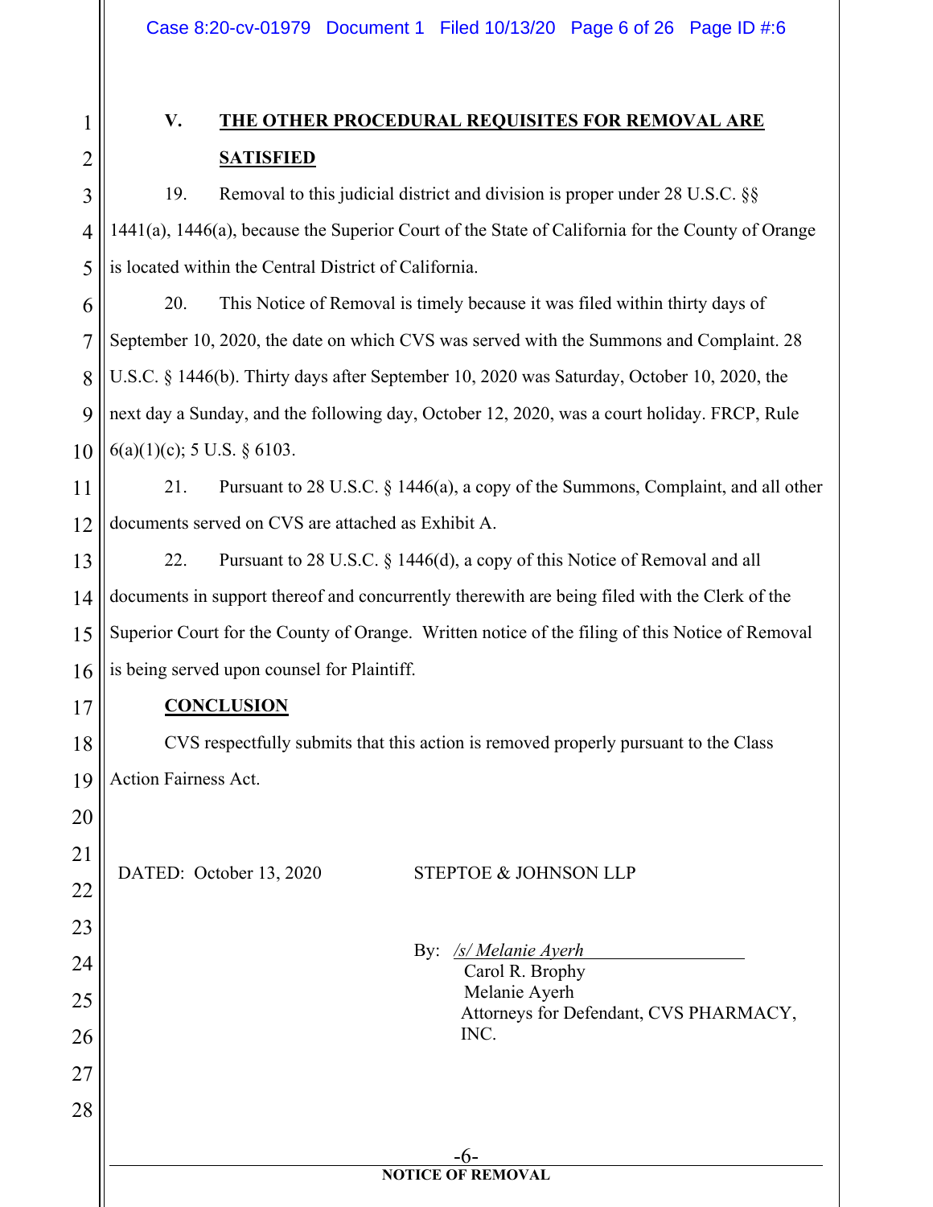## V. THE OTHER PROCEDURAL REQUISITES FOR REMOVAL ARE SATISFIED

19. Removal to this judicial district and division is proper under 28 U.S.C. §§ 1441(a), 1446(a), because the Superior Court of the State of California for the County of Orange is located within the Central District of California.

20. This Notice of Removal is timely because it was filed within thirty days of September 10, 2020, the date on which CVS was served with the Summons and Complaint. 28 U.S.C. § 1446(b). Thirty days after September 10, 2020 was Saturday, October 10, 2020, the next day a Sunday, and the following day, October 12, 2020, was a court holiday. FRCP, Rule 6(a)(1)(c); 5 U.S. § 6103.

21. Pursuant to 28 U.S.C. § 1446(a), a copy of the Summons, Complaint, and all other documents served on CVS are attached as Exhibit A.

22. Pursuant to 28 U.S.C. § 1446(d), a copy of this Notice of Removal and all documents in support thereof and concurrently therewith are being filed with the Clerk of the Superior Court for the County of Orange. Written notice of the filing of this Notice of Removal is being served upon counsel for Plaintiff.

## CONCLUSION

CVS respectfully submits that this action is removed properly pursuant to the Class Action Fairness Act.

DATED: October 13, 2020

STEPTOE & JOHNSON LLP

By: */s/ Melanie Ayerh*
Carol R. Brophy
Melanie Ayerh
Attorneys for Defendant, CVS PHARMACY, INC.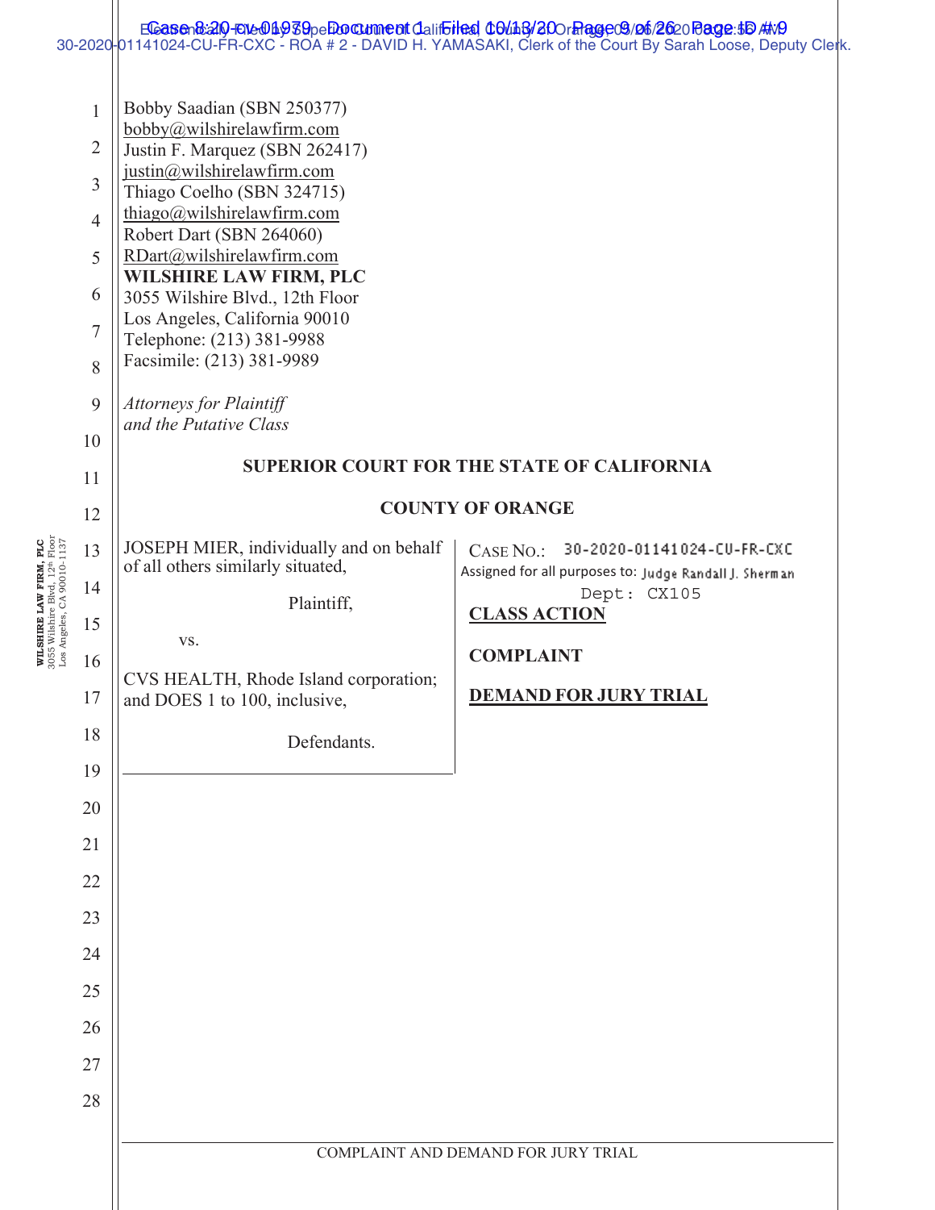Bobby Saadian (SBN 250377)
bobby@wilshirelawfirm.com
Justin F. Marquez (SBN 262417)
justin@wilshirelawfirm.com
Thiago Coelho (SBN 324715)
thiago@wilshirelawfirm.com
Robert Dart (SBN 264060)
RDart@wilshirelawfirm.com
**WILSHIRE LAW FIRM, PLC**
3055 Wilshire Blvd., 12th Floor
Los Angeles, California 90010
Telephone: (213) 381-9988
Facsimile: (213) 381-9989

*Attorneys for Plaintiff*
*and the Putative Class*

**SUPERIOR COURT FOR THE STATE OF CALIFORNIA**

**COUNTY OF ORANGE**

| | |
|---|---|
| JOSEPH MIER, individually and on behalf of all others similarly situated,<br><br>Plaintiff,<br><br>vs.<br><br>CVS HEALTH, Rhode Island corporation; and DOES 1 to 100, inclusive,<br><br>Defendants. | CASE NO.: 30-2020-01141024-CU-FR-CXC<br>Assigned for all purposes to: Judge Randall J. Sherman<br>Dept: CX105<br><br>**CLASS ACTION**<br><br>**COMPLAINT**<br><br>**DEMAND FOR JURY TRIAL** |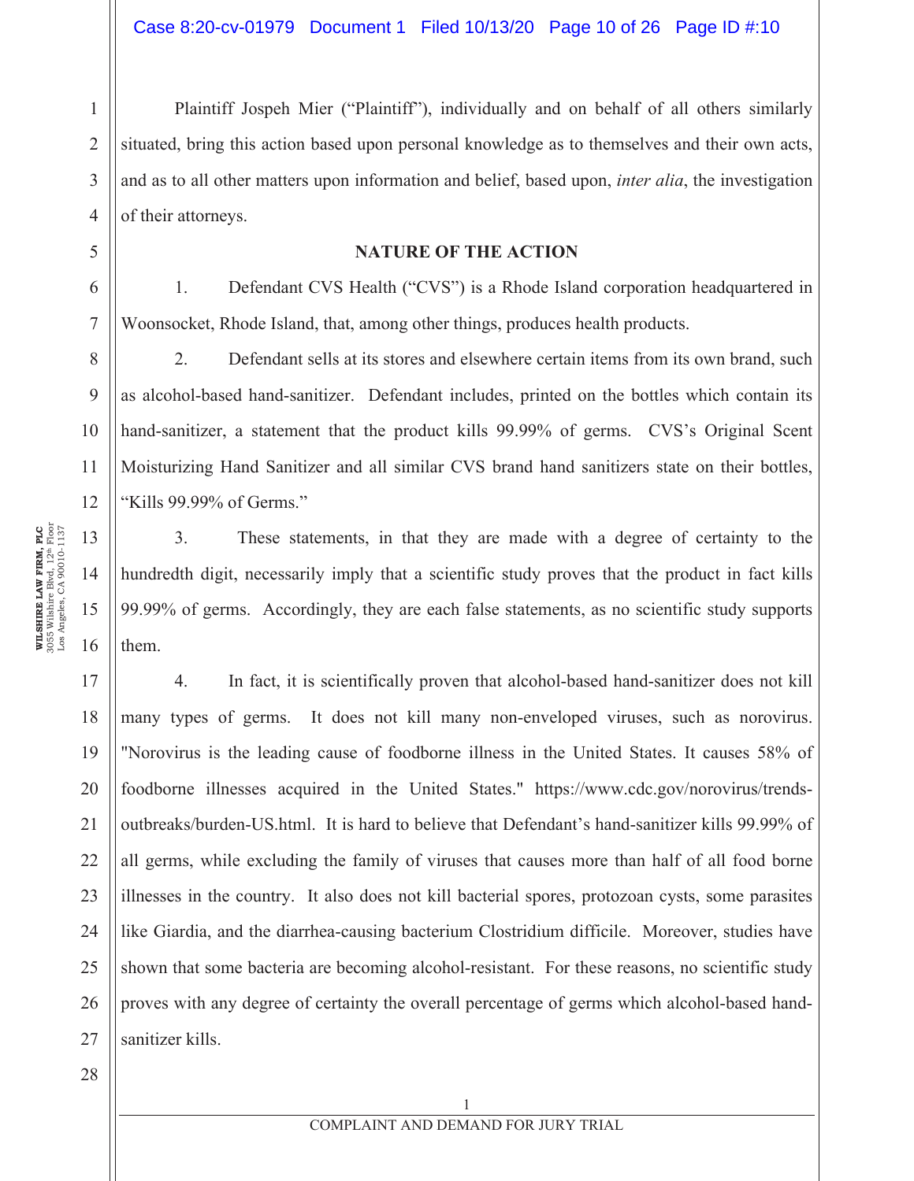Plaintiff Jospeh Mier ("Plaintiff"), individually and on behalf of all others similarly situated, bring this action based upon personal knowledge as to themselves and their own acts, and as to all other matters upon information and belief, based upon, *inter alia*, the investigation of their attorneys.

## NATURE OF THE ACTION

1. Defendant CVS Health ("CVS") is a Rhode Island corporation headquartered in Woonsocket, Rhode Island, that, among other things, produces health products.

2. Defendant sells at its stores and elsewhere certain items from its own brand, such as alcohol-based hand-sanitizer. Defendant includes, printed on the bottles which contain its hand-sanitizer, a statement that the product kills 99.99% of germs. CVS's Original Scent Moisturizing Hand Sanitizer and all similar CVS brand hand sanitizers state on their bottles, "Kills 99.99% of Germs."

3. These statements, in that they are made with a degree of certainty to the hundredth digit, necessarily imply that a scientific study proves that the product in fact kills 99.99% of germs. Accordingly, they are each false statements, as no scientific study supports them.

4. In fact, it is scientifically proven that alcohol-based hand-sanitizer does not kill many types of germs. It does not kill many non-enveloped viruses, such as norovirus. "Norovirus is the leading cause of foodborne illness in the United States. It causes 58% of foodborne illnesses acquired in the United States." https://www.cdc.gov/norovirus/trends-outbreaks/burden-US.html. It is hard to believe that Defendant's hand-sanitizer kills 99.99% of all germs, while excluding the family of viruses that causes more than half of all food borne illnesses in the country. It also does not kill bacterial spores, protozoan cysts, some parasites like Giardia, and the diarrhea-causing bacterium Clostridium difficile. Moreover, studies have shown that some bacteria are becoming alcohol-resistant. For these reasons, no scientific study proves with any degree of certainty the overall percentage of germs which alcohol-based hand-sanitizer kills.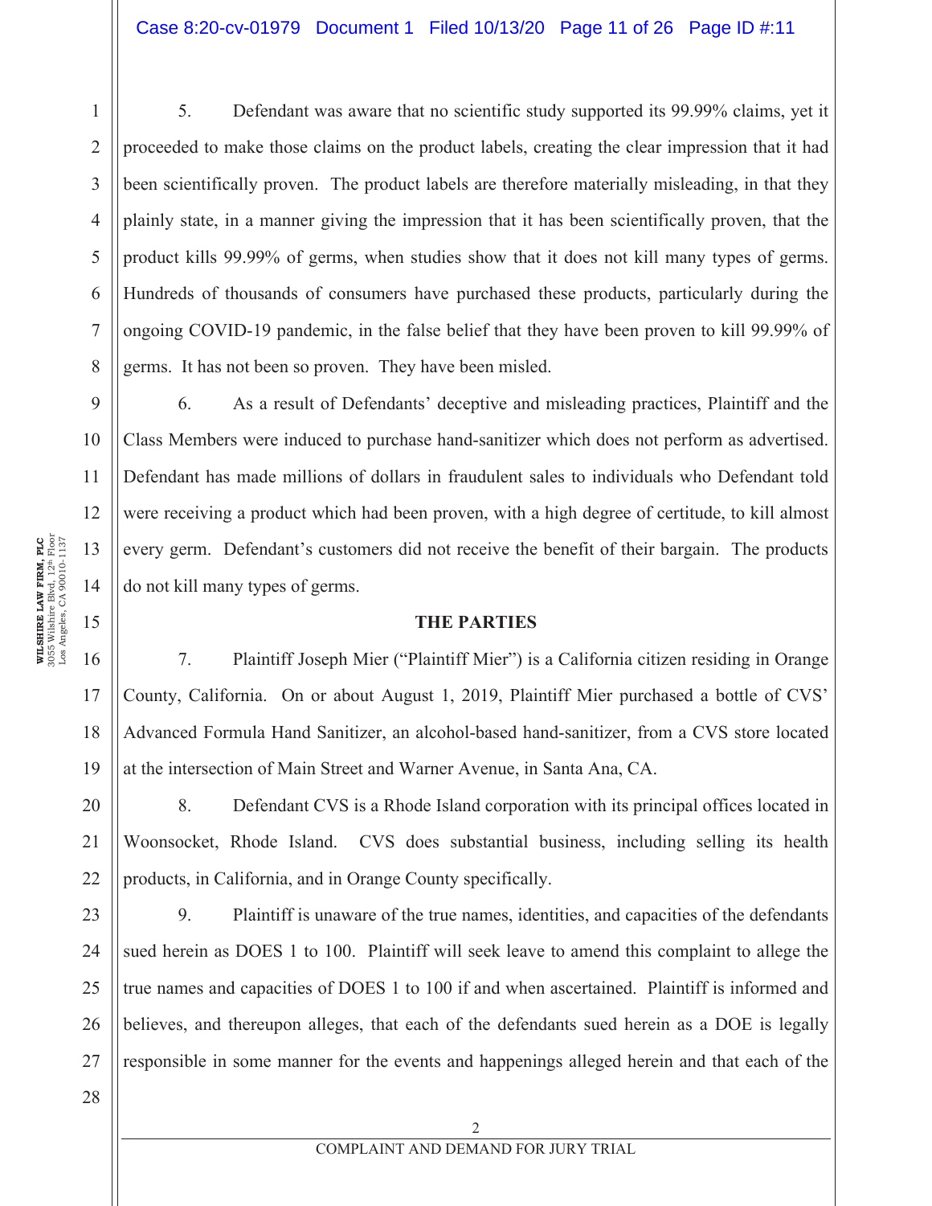5. Defendant was aware that no scientific study supported its 99.99% claims, yet it proceeded to make those claims on the product labels, creating the clear impression that it had been scientifically proven. The product labels are therefore materially misleading, in that they plainly state, in a manner giving the impression that it has been scientifically proven, that the product kills 99.99% of germs, when studies show that it does not kill many types of germs. Hundreds of thousands of consumers have purchased these products, particularly during the ongoing COVID-19 pandemic, in the false belief that they have been proven to kill 99.99% of germs. It has not been so proven. They have been misled.

6. As a result of Defendants' deceptive and misleading practices, Plaintiff and the Class Members were induced to purchase hand-sanitizer which does not perform as advertised. Defendant has made millions of dollars in fraudulent sales to individuals who Defendant told were receiving a product which had been proven, with a high degree of certitude, to kill almost every germ. Defendant's customers did not receive the benefit of their bargain. The products do not kill many types of germs.

## THE PARTIES

7. Plaintiff Joseph Mier ("Plaintiff Mier") is a California citizen residing in Orange County, California. On or about August 1, 2019, Plaintiff Mier purchased a bottle of CVS' Advanced Formula Hand Sanitizer, an alcohol-based hand-sanitizer, from a CVS store located at the intersection of Main Street and Warner Avenue, in Santa Ana, CA.

8. Defendant CVS is a Rhode Island corporation with its principal offices located in Woonsocket, Rhode Island. CVS does substantial business, including selling its health products, in California, and in Orange County specifically.

9. Plaintiff is unaware of the true names, identities, and capacities of the defendants sued herein as DOES 1 to 100. Plaintiff will seek leave to amend this complaint to allege the true names and capacities of DOES 1 to 100 if and when ascertained. Plaintiff is informed and believes, and thereupon alleges, that each of the defendants sued herein as a DOE is legally responsible in some manner for the events and happenings alleged herein and that each of the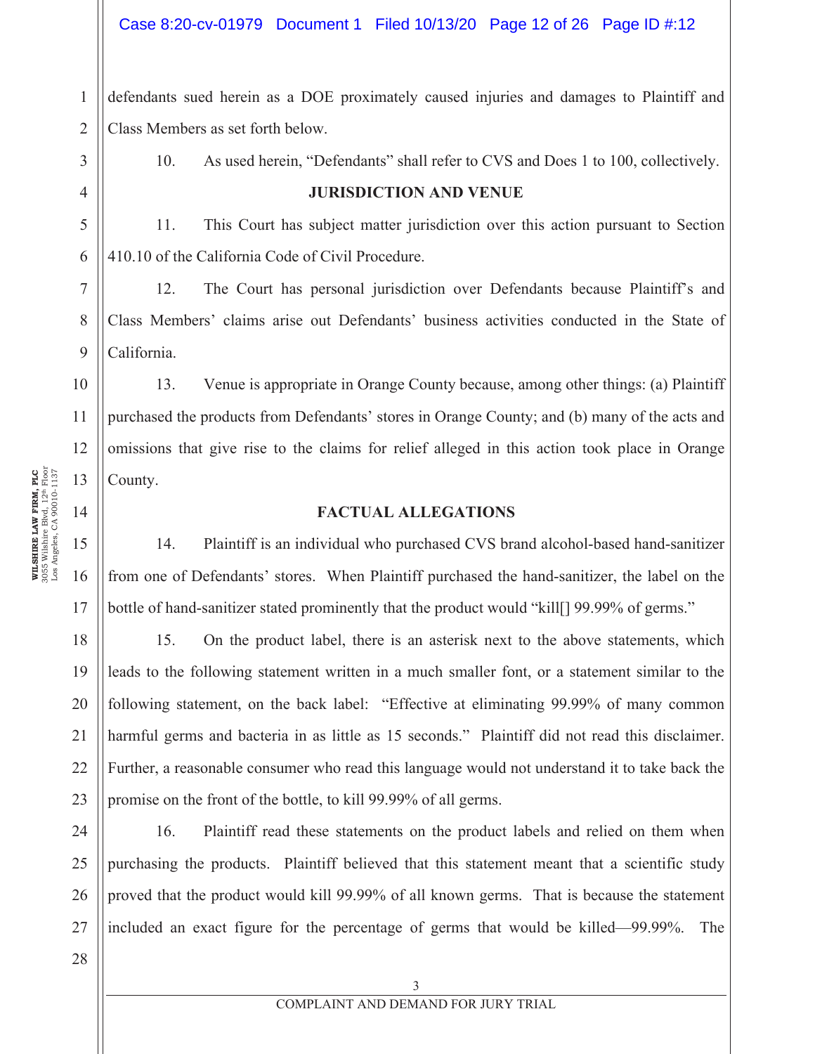defendants sued herein as a DOE proximately caused injuries and damages to Plaintiff and Class Members as set forth below.

10. As used herein, "Defendants" shall refer to CVS and Does 1 to 100, collectively.

## JURISDICTION AND VENUE

11. This Court has subject matter jurisdiction over this action pursuant to Section 410.10 of the California Code of Civil Procedure.

12. The Court has personal jurisdiction over Defendants because Plaintiff's and Class Members' claims arise out Defendants' business activities conducted in the State of California.

13. Venue is appropriate in Orange County because, among other things: (a) Plaintiff purchased the products from Defendants' stores in Orange County; and (b) many of the acts and omissions that give rise to the claims for relief alleged in this action took place in Orange County.

## FACTUAL ALLEGATIONS

14. Plaintiff is an individual who purchased CVS brand alcohol-based hand-sanitizer from one of Defendants' stores. When Plaintiff purchased the hand-sanitizer, the label on the bottle of hand-sanitizer stated prominently that the product would "kill[] 99.99% of germs."

15. On the product label, there is an asterisk next to the above statements, which leads to the following statement written in a much smaller font, or a statement similar to the following statement, on the back label: "Effective at eliminating 99.99% of many common harmful germs and bacteria in as little as 15 seconds." Plaintiff did not read this disclaimer. Further, a reasonable consumer who read this language would not understand it to take back the promise on the front of the bottle, to kill 99.99% of all germs.

16. Plaintiff read these statements on the product labels and relied on them when purchasing the products. Plaintiff believed that this statement meant that a scientific study proved that the product would kill 99.99% of all known germs. That is because the statement included an exact figure for the percentage of germs that would be killed—99.99%. The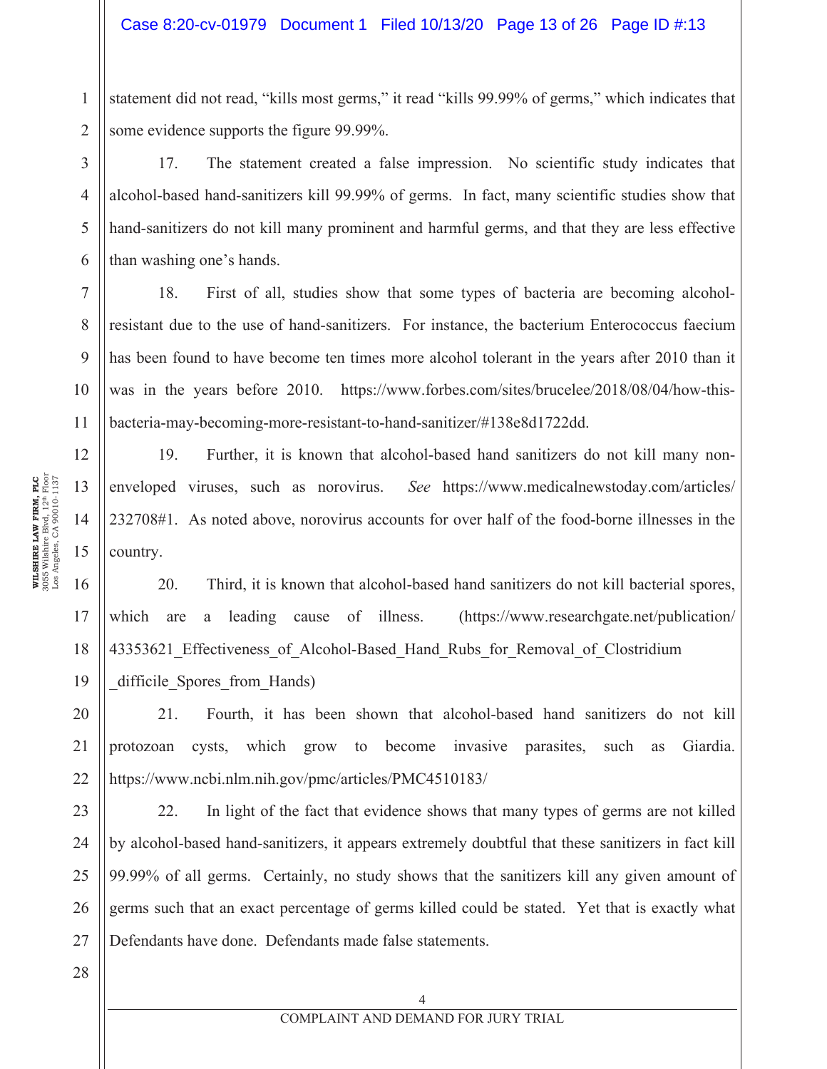statement did not read, "kills most germs," it read "kills 99.99% of germs," which indicates that some evidence supports the figure 99.99%.

17. The statement created a false impression. No scientific study indicates that alcohol-based hand-sanitizers kill 99.99% of germs. In fact, many scientific studies show that hand-sanitizers do not kill many prominent and harmful germs, and that they are less effective than washing one's hands.

18. First of all, studies show that some types of bacteria are becoming alcohol-resistant due to the use of hand-sanitizers. For instance, the bacterium Enterococcus faecium has been found to have become ten times more alcohol tolerant in the years after 2010 than it was in the years before 2010. https://www.forbes.com/sites/brucelee/2018/08/04/how-this-bacteria-may-becoming-more-resistant-to-hand-sanitizer/#138e8d1722dd.

19. Further, it is known that alcohol-based hand sanitizers do not kill many non-enveloped viruses, such as norovirus. *See* https://www.medicalnewstoday.com/articles/232708#1. As noted above, norovirus accounts for over half of the food-borne illnesses in the country.

20. Third, it is known that alcohol-based hand sanitizers do not kill bacterial spores, which are a leading cause of illness. (https://www.researchgate.net/publication/43353621_Effectiveness_of_Alcohol-Based_Hand_Rubs_for_Removal_of_Clostridium_difficile_Spores_from_Hands)

21. Fourth, it has been shown that alcohol-based hand sanitizers do not kill protozoan cysts, which grow to become invasive parasites, such as Giardia. https://www.ncbi.nlm.nih.gov/pmc/articles/PMC4510183/

22. In light of the fact that evidence shows that many types of germs are not killed by alcohol-based hand-sanitizers, it appears extremely doubtful that these sanitizers in fact kill 99.99% of all germs. Certainly, no study shows that the sanitizers kill any given amount of germs such that an exact percentage of germs killed could be stated. Yet that is exactly what Defendants have done. Defendants made false statements.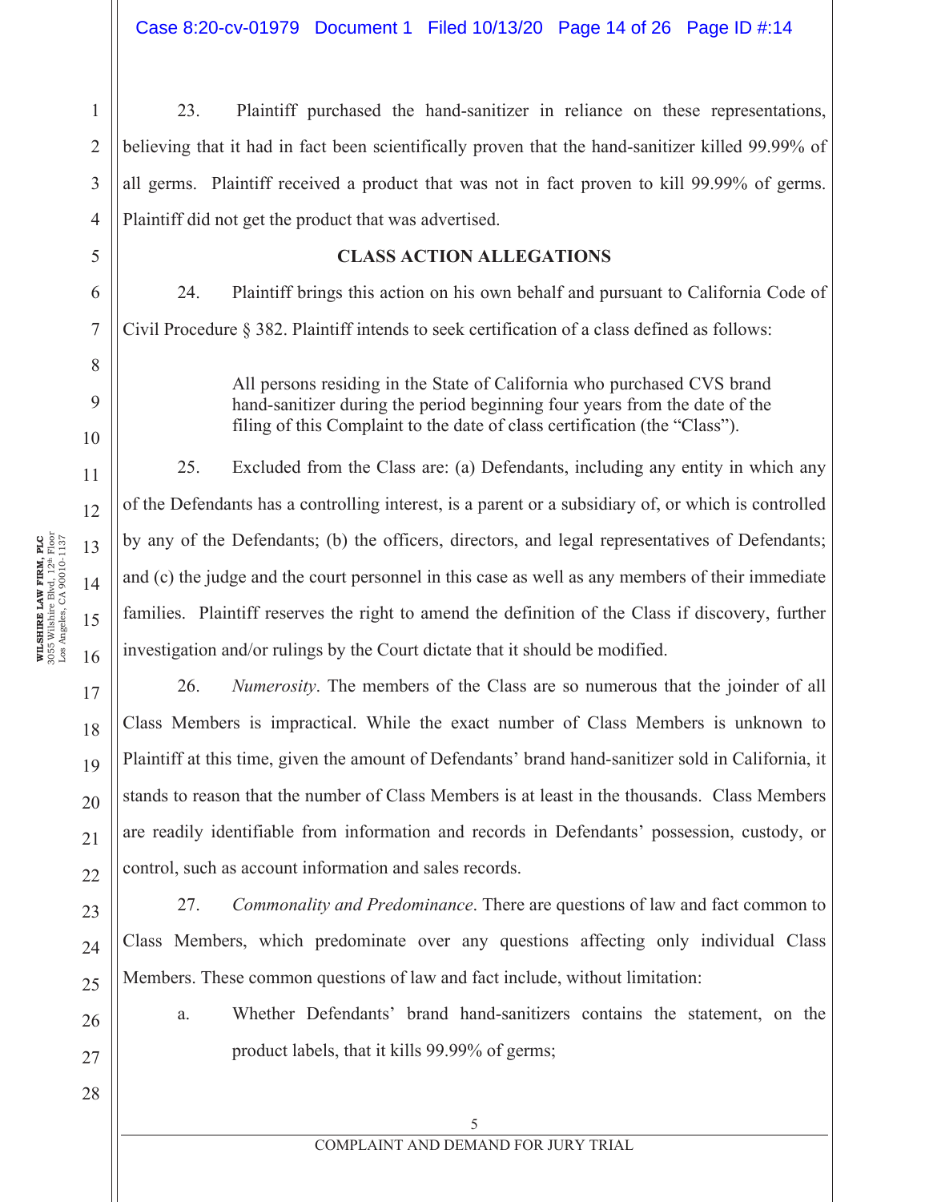23. Plaintiff purchased the hand-sanitizer in reliance on these representations, believing that it had in fact been scientifically proven that the hand-sanitizer killed 99.99% of all germs. Plaintiff received a product that was not in fact proven to kill 99.99% of germs. Plaintiff did not get the product that was advertised.

**CLASS ACTION ALLEGATIONS**

24. Plaintiff brings this action on his own behalf and pursuant to California Code of Civil Procedure § 382. Plaintiff intends to seek certification of a class defined as follows:

> All persons residing in the State of California who purchased CVS brand hand-sanitizer during the period beginning four years from the date of the filing of this Complaint to the date of class certification (the "Class").

25. Excluded from the Class are: (a) Defendants, including any entity in which any of the Defendants has a controlling interest, is a parent or a subsidiary of, or which is controlled by any of the Defendants; (b) the officers, directors, and legal representatives of Defendants; and (c) the judge and the court personnel in this case as well as any members of their immediate families. Plaintiff reserves the right to amend the definition of the Class if discovery, further investigation and/or rulings by the Court dictate that it should be modified.

26. *Numerosity*. The members of the Class are so numerous that the joinder of all Class Members is impractical. While the exact number of Class Members is unknown to Plaintiff at this time, given the amount of Defendants' brand hand-sanitizer sold in California, it stands to reason that the number of Class Members is at least in the thousands. Class Members are readily identifiable from information and records in Defendants' possession, custody, or control, such as account information and sales records.

27. *Commonality and Predominance*. There are questions of law and fact common to Class Members, which predominate over any questions affecting only individual Class Members. These common questions of law and fact include, without limitation:

a. Whether Defendants' brand hand-sanitizers contains the statement, on the product labels, that it kills 99.99% of germs;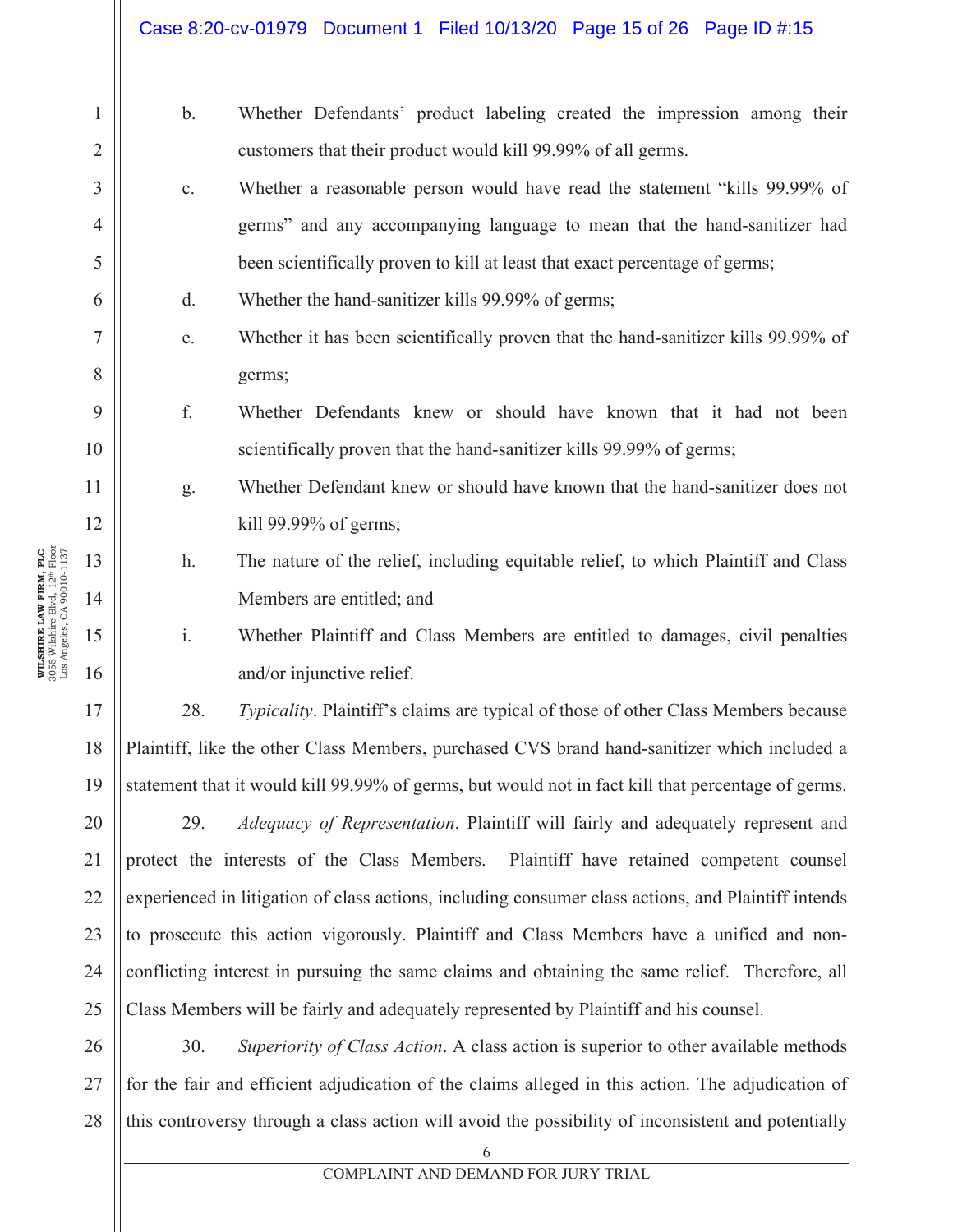b. Whether Defendants' product labeling created the impression among their customers that their product would kill 99.99% of all germs.

c. Whether a reasonable person would have read the statement "kills 99.99% of germs" and any accompanying language to mean that the hand-sanitizer had been scientifically proven to kill at least that exact percentage of germs;

d. Whether the hand-sanitizer kills 99.99% of germs;

e. Whether it has been scientifically proven that the hand-sanitizer kills 99.99% of germs;

f. Whether Defendants knew or should have known that it had not been scientifically proven that the hand-sanitizer kills 99.99% of germs;

g. Whether Defendant knew or should have known that the hand-sanitizer does not kill 99.99% of germs;

h. The nature of the relief, including equitable relief, to which Plaintiff and Class Members are entitled; and

i. Whether Plaintiff and Class Members are entitled to damages, civil penalties and/or injunctive relief.

28. *Typicality*. Plaintiff's claims are typical of those of other Class Members because Plaintiff, like the other Class Members, purchased CVS brand hand-sanitizer which included a statement that it would kill 99.99% of germs, but would not in fact kill that percentage of germs.

29. *Adequacy of Representation*. Plaintiff will fairly and adequately represent and protect the interests of the Class Members. Plaintiff have retained competent counsel experienced in litigation of class actions, including consumer class actions, and Plaintiff intends to prosecute this action vigorously. Plaintiff and Class Members have a unified and non-conflicting interest in pursuing the same claims and obtaining the same relief. Therefore, all Class Members will be fairly and adequately represented by Plaintiff and his counsel.

30. *Superiority of Class Action*. A class action is superior to other available methods for the fair and efficient adjudication of the claims alleged in this action. The adjudication of this controversy through a class action will avoid the possibility of inconsistent and potentially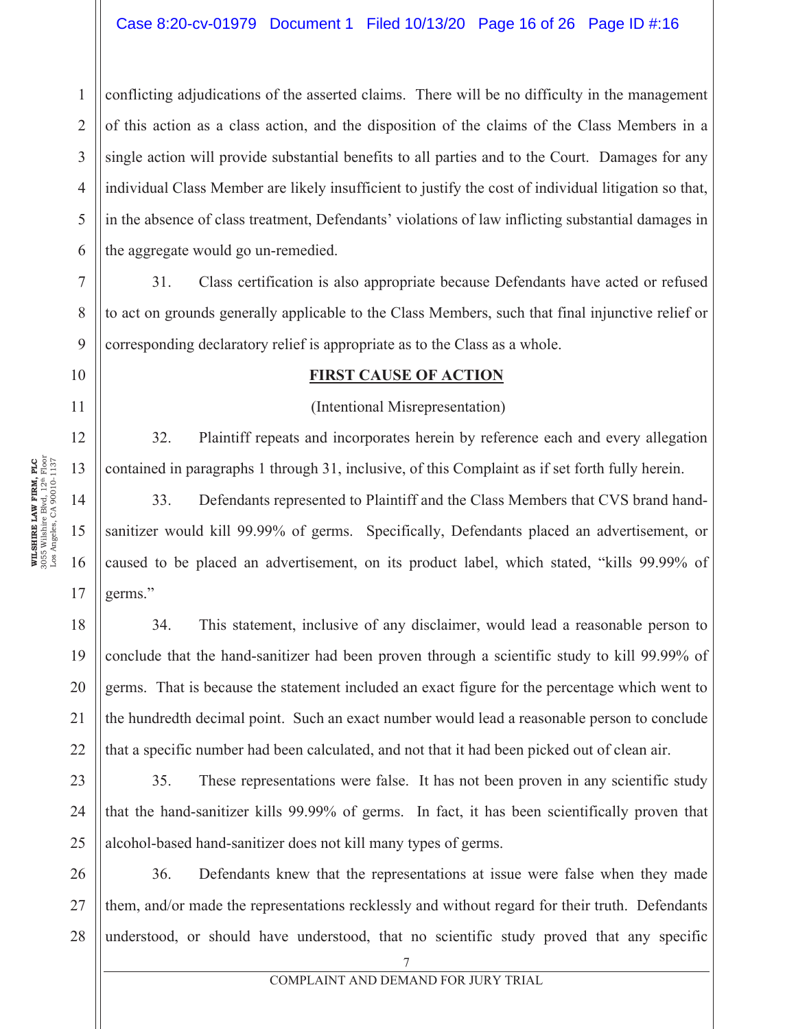conflicting adjudications of the asserted claims. There will be no difficulty in the management of this action as a class action, and the disposition of the claims of the Class Members in a single action will provide substantial benefits to all parties and to the Court. Damages for any individual Class Member are likely insufficient to justify the cost of individual litigation so that, in the absence of class treatment, Defendants' violations of law inflicting substantial damages in the aggregate would go un-remedied.

31. Class certification is also appropriate because Defendants have acted or refused to act on grounds generally applicable to the Class Members, such that final injunctive relief or corresponding declaratory relief is appropriate as to the Class as a whole.

## FIRST CAUSE OF ACTION

(Intentional Misrepresentation)

32. Plaintiff repeats and incorporates herein by reference each and every allegation contained in paragraphs 1 through 31, inclusive, of this Complaint as if set forth fully herein.

33. Defendants represented to Plaintiff and the Class Members that CVS brand hand-sanitizer would kill 99.99% of germs. Specifically, Defendants placed an advertisement, or caused to be placed an advertisement, on its product label, which stated, "kills 99.99% of germs."

34. This statement, inclusive of any disclaimer, would lead a reasonable person to conclude that the hand-sanitizer had been proven through a scientific study to kill 99.99% of germs. That is because the statement included an exact figure for the percentage which went to the hundredth decimal point. Such an exact number would lead a reasonable person to conclude that a specific number had been calculated, and not that it had been picked out of clean air.

35. These representations were false. It has not been proven in any scientific study that the hand-sanitizer kills 99.99% of germs. In fact, it has been scientifically proven that alcohol-based hand-sanitizer does not kill many types of germs.

36. Defendants knew that the representations at issue were false when they made them, and/or made the representations recklessly and without regard for their truth. Defendants understood, or should have understood, that no scientific study proved that any specific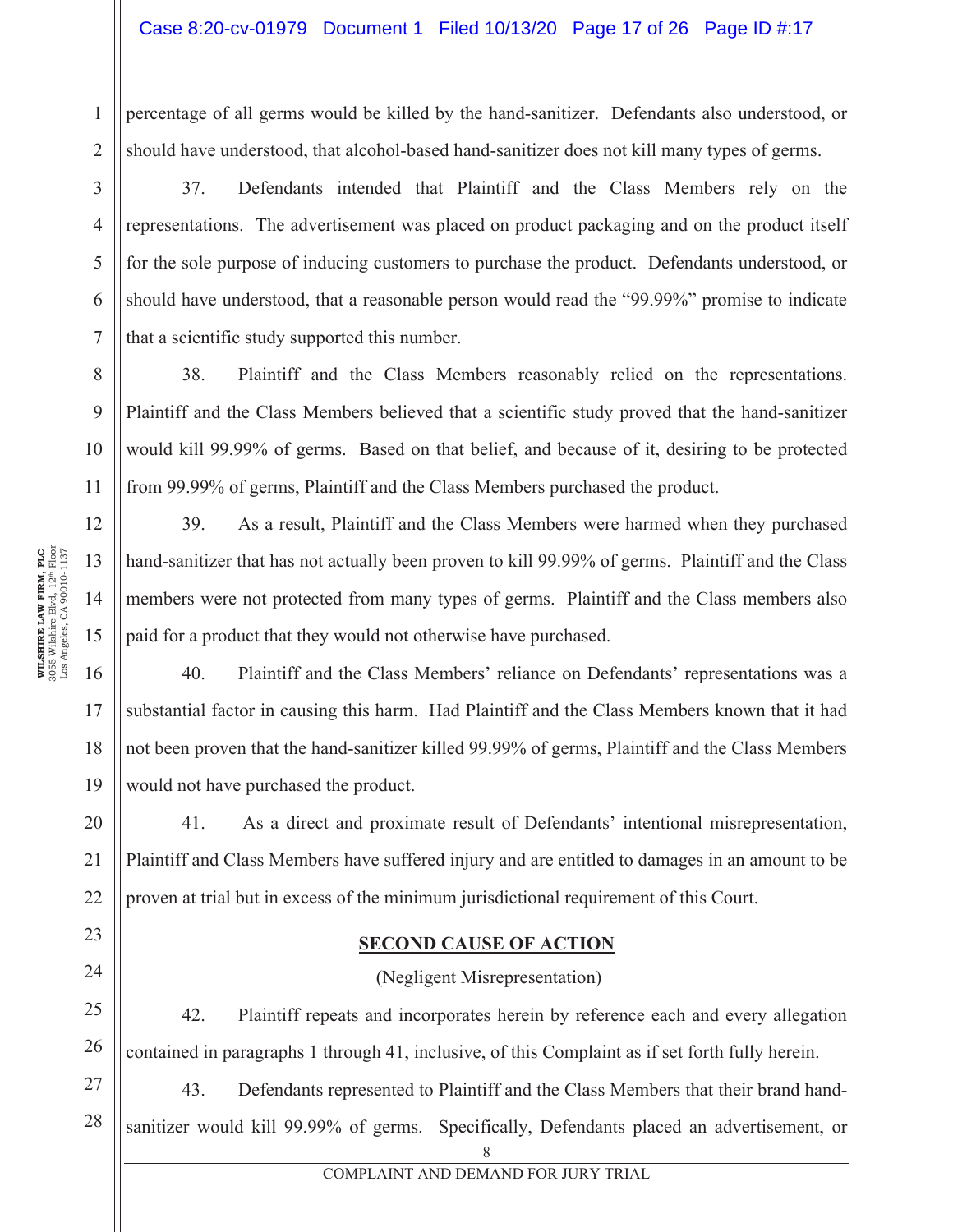percentage of all germs would be killed by the hand-sanitizer. Defendants also understood, or should have understood, that alcohol-based hand-sanitizer does not kill many types of germs.

37. Defendants intended that Plaintiff and the Class Members rely on the representations. The advertisement was placed on product packaging and on the product itself for the sole purpose of inducing customers to purchase the product. Defendants understood, or should have understood, that a reasonable person would read the "99.99%" promise to indicate that a scientific study supported this number.

38. Plaintiff and the Class Members reasonably relied on the representations. Plaintiff and the Class Members believed that a scientific study proved that the hand-sanitizer would kill 99.99% of germs. Based on that belief, and because of it, desiring to be protected from 99.99% of germs, Plaintiff and the Class Members purchased the product.

39. As a result, Plaintiff and the Class Members were harmed when they purchased hand-sanitizer that has not actually been proven to kill 99.99% of germs. Plaintiff and the Class members were not protected from many types of germs. Plaintiff and the Class members also paid for a product that they would not otherwise have purchased.

40. Plaintiff and the Class Members' reliance on Defendants' representations was a substantial factor in causing this harm. Had Plaintiff and the Class Members known that it had not been proven that the hand-sanitizer killed 99.99% of germs, Plaintiff and the Class Members would not have purchased the product.

41. As a direct and proximate result of Defendants' intentional misrepresentation, Plaintiff and Class Members have suffered injury and are entitled to damages in an amount to be proven at trial but in excess of the minimum jurisdictional requirement of this Court.

## SECOND CAUSE OF ACTION

(Negligent Misrepresentation)

42. Plaintiff repeats and incorporates herein by reference each and every allegation contained in paragraphs 1 through 41, inclusive, of this Complaint as if set forth fully herein.

43. Defendants represented to Plaintiff and the Class Members that their brand hand-sanitizer would kill 99.99% of germs. Specifically, Defendants placed an advertisement, or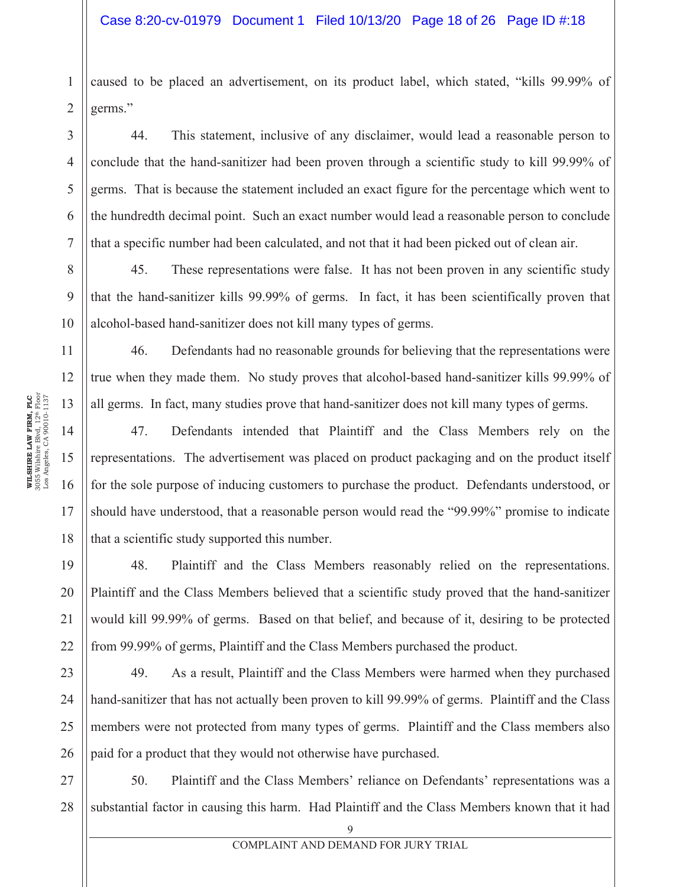caused to be placed an advertisement, on its product label, which stated, "kills 99.99% of germs."

44. This statement, inclusive of any disclaimer, would lead a reasonable person to conclude that the hand-sanitizer had been proven through a scientific study to kill 99.99% of germs. That is because the statement included an exact figure for the percentage which went to the hundredth decimal point. Such an exact number would lead a reasonable person to conclude that a specific number had been calculated, and not that it had been picked out of clean air.

45. These representations were false. It has not been proven in any scientific study that the hand-sanitizer kills 99.99% of germs. In fact, it has been scientifically proven that alcohol-based hand-sanitizer does not kill many types of germs.

46. Defendants had no reasonable grounds for believing that the representations were true when they made them. No study proves that alcohol-based hand-sanitizer kills 99.99% of all germs. In fact, many studies prove that hand-sanitizer does not kill many types of germs.

47. Defendants intended that Plaintiff and the Class Members rely on the representations. The advertisement was placed on product packaging and on the product itself for the sole purpose of inducing customers to purchase the product. Defendants understood, or should have understood, that a reasonable person would read the "99.99%" promise to indicate that a scientific study supported this number.

48. Plaintiff and the Class Members reasonably relied on the representations. Plaintiff and the Class Members believed that a scientific study proved that the hand-sanitizer would kill 99.99% of germs. Based on that belief, and because of it, desiring to be protected from 99.99% of germs, Plaintiff and the Class Members purchased the product.

49. As a result, Plaintiff and the Class Members were harmed when they purchased hand-sanitizer that has not actually been proven to kill 99.99% of germs. Plaintiff and the Class members were not protected from many types of germs. Plaintiff and the Class members also paid for a product that they would not otherwise have purchased.

50. Plaintiff and the Class Members' reliance on Defendants' representations was a substantial factor in causing this harm. Had Plaintiff and the Class Members known that it had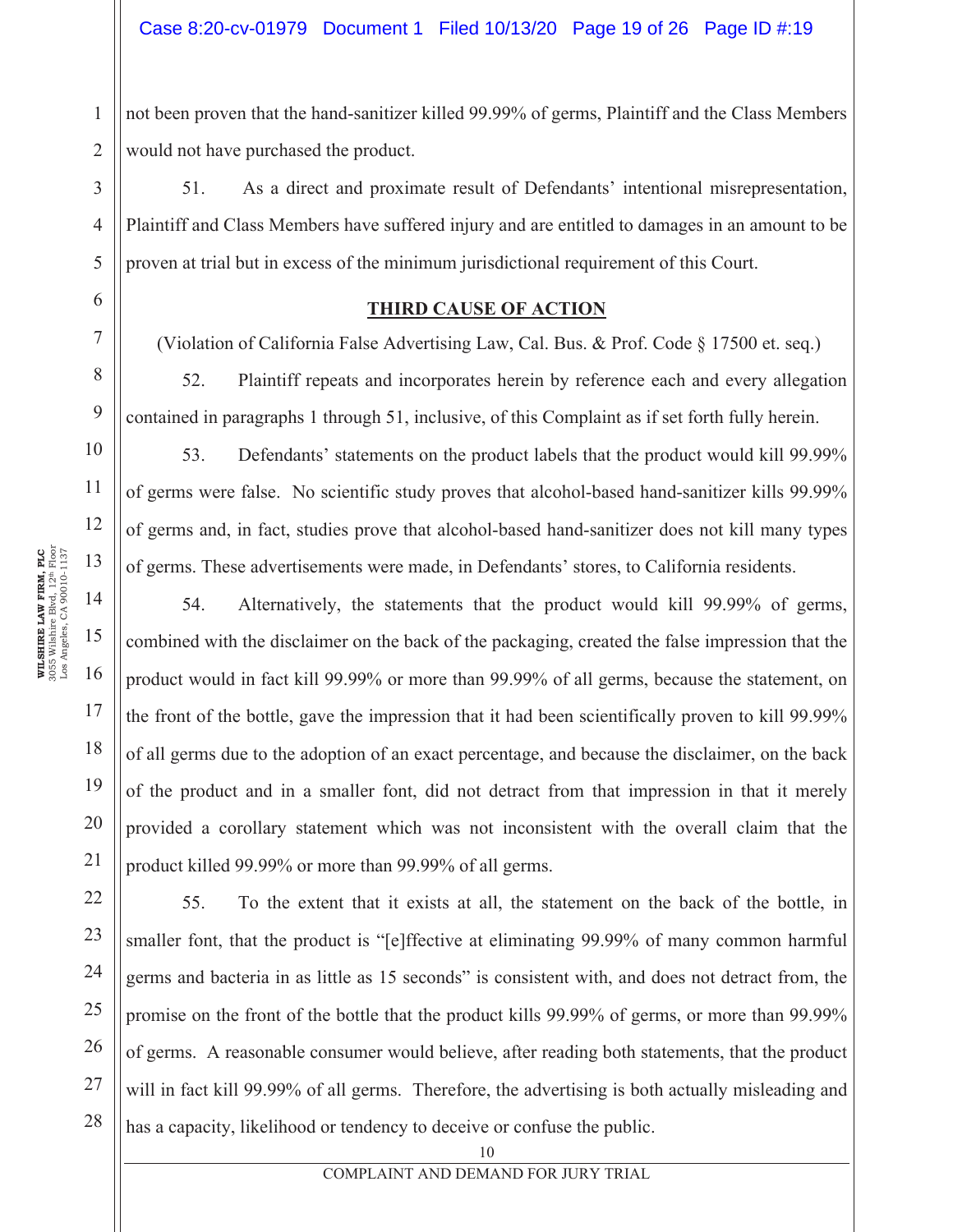not been proven that the hand-sanitizer killed 99.99% of germs, Plaintiff and the Class Members would not have purchased the product.

51. As a direct and proximate result of Defendants' intentional misrepresentation, Plaintiff and Class Members have suffered injury and are entitled to damages in an amount to be proven at trial but in excess of the minimum jurisdictional requirement of this Court.

**THIRD CAUSE OF ACTION**

(Violation of California False Advertising Law, Cal. Bus. & Prof. Code § 17500 et. seq.)

52. Plaintiff repeats and incorporates herein by reference each and every allegation contained in paragraphs 1 through 51, inclusive, of this Complaint as if set forth fully herein.

53. Defendants' statements on the product labels that the product would kill 99.99% of germs were false. No scientific study proves that alcohol-based hand-sanitizer kills 99.99% of germs and, in fact, studies prove that alcohol-based hand-sanitizer does not kill many types of germs. These advertisements were made, in Defendants' stores, to California residents.

54. Alternatively, the statements that the product would kill 99.99% of germs, combined with the disclaimer on the back of the packaging, created the false impression that the product would in fact kill 99.99% or more than 99.99% of all germs, because the statement, on the front of the bottle, gave the impression that it had been scientifically proven to kill 99.99% of all germs due to the adoption of an exact percentage, and because the disclaimer, on the back of the product and in a smaller font, did not detract from that impression in that it merely provided a corollary statement which was not inconsistent with the overall claim that the product killed 99.99% or more than 99.99% of all germs.

55. To the extent that it exists at all, the statement on the back of the bottle, in smaller font, that the product is "[e]ffective at eliminating 99.99% of many common harmful germs and bacteria in as little as 15 seconds" is consistent with, and does not detract from, the promise on the front of the bottle that the product kills 99.99% of germs, or more than 99.99% of germs. A reasonable consumer would believe, after reading both statements, that the product will in fact kill 99.99% of all germs. Therefore, the advertising is both actually misleading and has a capacity, likelihood or tendency to deceive or confuse the public.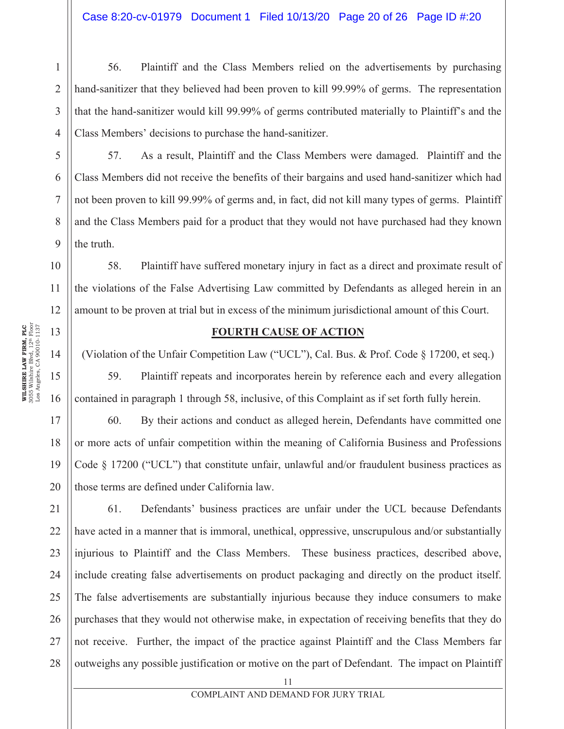56. Plaintiff and the Class Members relied on the advertisements by purchasing hand-sanitizer that they believed had been proven to kill 99.99% of germs. The representation that the hand-sanitizer would kill 99.99% of germs contributed materially to Plaintiff's and the Class Members' decisions to purchase the hand-sanitizer.

57. As a result, Plaintiff and the Class Members were damaged. Plaintiff and the Class Members did not receive the benefits of their bargains and used hand-sanitizer which had not been proven to kill 99.99% of germs and, in fact, did not kill many types of germs. Plaintiff and the Class Members paid for a product that they would not have purchased had they known the truth.

58. Plaintiff have suffered monetary injury in fact as a direct and proximate result of the violations of the False Advertising Law committed by Defendants as alleged herein in an amount to be proven at trial but in excess of the minimum jurisdictional amount of this Court.

## FOURTH CAUSE OF ACTION

(Violation of the Unfair Competition Law ("UCL"), Cal. Bus. & Prof. Code § 17200, et seq.)

59. Plaintiff repeats and incorporates herein by reference each and every allegation contained in paragraph 1 through 58, inclusive, of this Complaint as if set forth fully herein.

60. By their actions and conduct as alleged herein, Defendants have committed one or more acts of unfair competition within the meaning of California Business and Professions Code § 17200 ("UCL") that constitute unfair, unlawful and/or fraudulent business practices as those terms are defined under California law.

61. Defendants' business practices are unfair under the UCL because Defendants have acted in a manner that is immoral, unethical, oppressive, unscrupulous and/or substantially injurious to Plaintiff and the Class Members. These business practices, described above, include creating false advertisements on product packaging and directly on the product itself. The false advertisements are substantially injurious because they induce consumers to make purchases that they would not otherwise make, in expectation of receiving benefits that they do not receive. Further, the impact of the practice against Plaintiff and the Class Members far outweighs any possible justification or motive on the part of Defendant. The impact on Plaintiff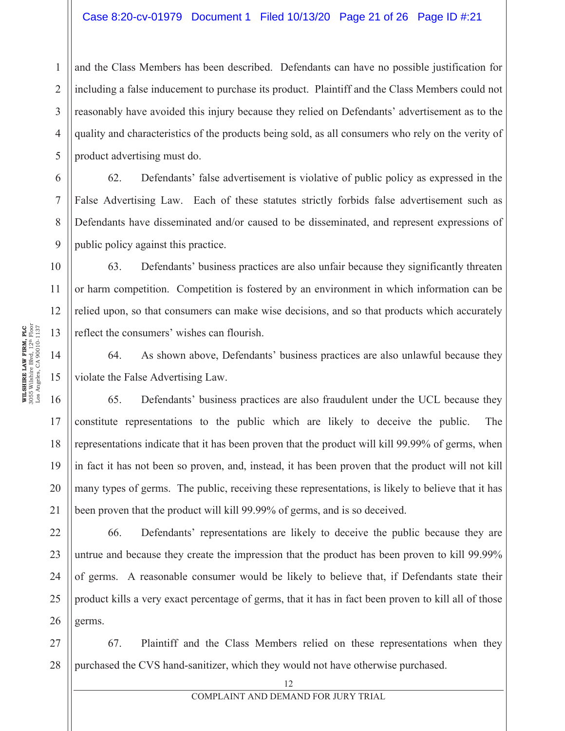and the Class Members has been described. Defendants can have no possible justification for including a false inducement to purchase its product. Plaintiff and the Class Members could not reasonably have avoided this injury because they relied on Defendants' advertisement as to the quality and characteristics of the products being sold, as all consumers who rely on the verity of product advertising must do.

62. Defendants' false advertisement is violative of public policy as expressed in the False Advertising Law. Each of these statutes strictly forbids false advertisement such as Defendants have disseminated and/or caused to be disseminated, and represent expressions of public policy against this practice.

63. Defendants' business practices are also unfair because they significantly threaten or harm competition. Competition is fostered by an environment in which information can be relied upon, so that consumers can make wise decisions, and so that products which accurately reflect the consumers' wishes can flourish.

64. As shown above, Defendants' business practices are also unlawful because they violate the False Advertising Law.

65. Defendants' business practices are also fraudulent under the UCL because they constitute representations to the public which are likely to deceive the public. The representations indicate that it has been proven that the product will kill 99.99% of germs, when in fact it has not been so proven, and, instead, it has been proven that the product will not kill many types of germs. The public, receiving these representations, is likely to believe that it has been proven that the product will kill 99.99% of germs, and is so deceived.

66. Defendants' representations are likely to deceive the public because they are untrue and because they create the impression that the product has been proven to kill 99.99% of germs. A reasonable consumer would be likely to believe that, if Defendants state their product kills a very exact percentage of germs, that it has in fact been proven to kill all of those germs.

67. Plaintiff and the Class Members relied on these representations when they purchased the CVS hand-sanitizer, which they would not have otherwise purchased.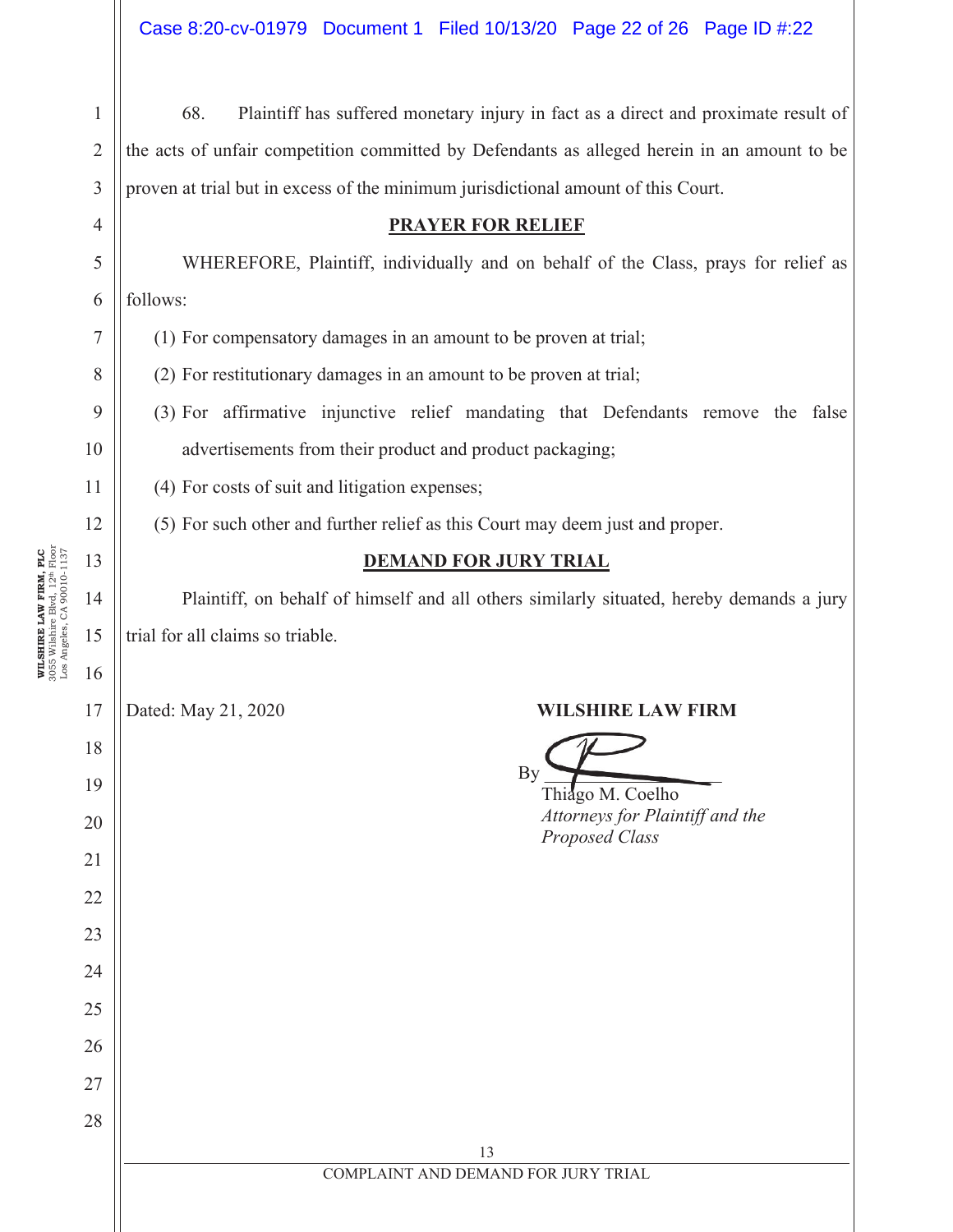68. Plaintiff has suffered monetary injury in fact as a direct and proximate result of the acts of unfair competition committed by Defendants as alleged herein in an amount to be proven at trial but in excess of the minimum jurisdictional amount of this Court.

## PRAYER FOR RELIEF

WHEREFORE, Plaintiff, individually and on behalf of the Class, prays for relief as follows:

(1) For compensatory damages in an amount to be proven at trial;

(2) For restitutionary damages in an amount to be proven at trial;

(3) For affirmative injunctive relief mandating that Defendants remove the false advertisements from their product and product packaging;

(4) For costs of suit and litigation expenses;

(5) For such other and further relief as this Court may deem just and proper.

## DEMAND FOR JURY TRIAL

Plaintiff, on behalf of himself and all others similarly situated, hereby demands a jury trial for all claims so triable.

Dated: May 21, 2020

**WILSHIRE LAW FIRM**

By ____________________
Thiago M. Coelho
*Attorneys for Plaintiff and the Proposed Class*